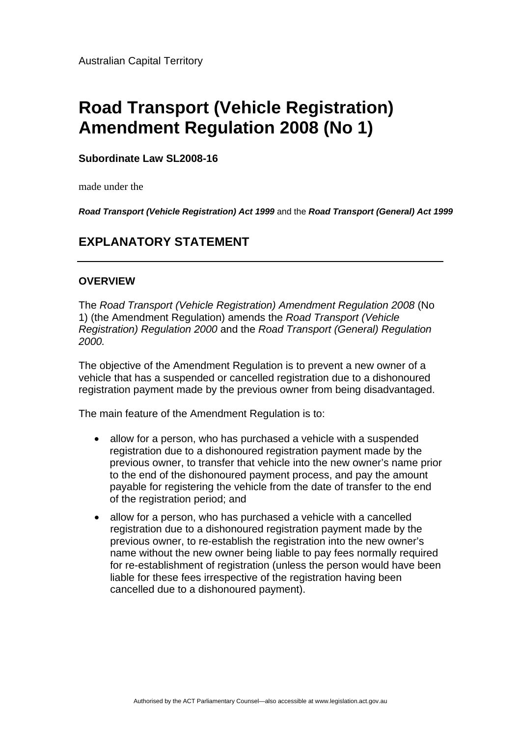Australian Capital Territory

# Road Transport (Vehicle Registration) Amendment Regulation 2008 (No 1)

**Subordinate Law SL2008-16**

made under the

***Road Transport (Vehicle Registration) Act 1999*** and the ***Road Transport (General) Act 1999***

## EXPLANATORY STATEMENT

### OVERVIEW

The *Road Transport (Vehicle Registration) Amendment Regulation 2008* (No 1) (the Amendment Regulation) amends the *Road Transport (Vehicle Registration) Regulation 2000* and the *Road Transport (General) Regulation 2000.*

The objective of the Amendment Regulation is to prevent a new owner of a vehicle that has a suspended or cancelled registration due to a dishonoured registration payment made by the previous owner from being disadvantaged.

The main feature of the Amendment Regulation is to:

- allow for a person, who has purchased a vehicle with a suspended registration due to a dishonoured registration payment made by the previous owner, to transfer that vehicle into the new owner's name prior to the end of the dishonoured payment process, and pay the amount payable for registering the vehicle from the date of transfer to the end of the registration period; and
- allow for a person, who has purchased a vehicle with a cancelled registration due to a dishonoured registration payment made by the previous owner, to re-establish the registration into the new owner's name without the new owner being liable to pay fees normally required for re-establishment of registration (unless the person would have been liable for these fees irrespective of the registration having been cancelled due to a dishonoured payment).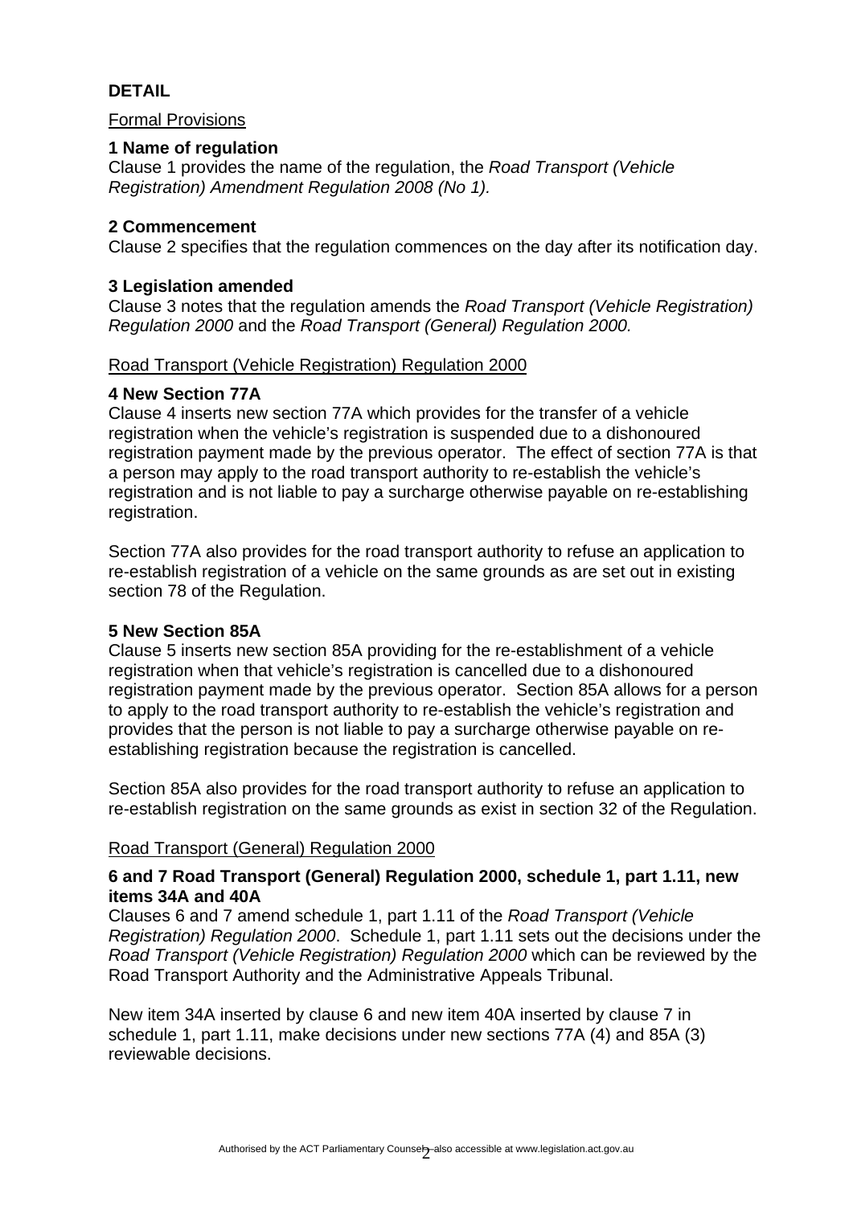## DETAIL

Formal Provisions

### 1 Name of regulation

Clause 1 provides the name of the regulation, the *Road Transport (Vehicle Registration) Amendment Regulation 2008 (No 1).*

### 2 Commencement

Clause 2 specifies that the regulation commences on the day after its notification day.

### 3 Legislation amended

Clause 3 notes that the regulation amends the *Road Transport (Vehicle Registration) Regulation 2000* and the *Road Transport (General) Regulation 2000.*

Road Transport (Vehicle Registration) Regulation 2000

### 4 New Section 77A

Clause 4 inserts new section 77A which provides for the transfer of a vehicle registration when the vehicle's registration is suspended due to a dishonoured registration payment made by the previous operator. The effect of section 77A is that a person may apply to the road transport authority to re-establish the vehicle's registration and is not liable to pay a surcharge otherwise payable on re-establishing registration.

Section 77A also provides for the road transport authority to refuse an application to re-establish registration of a vehicle on the same grounds as are set out in existing section 78 of the Regulation.

### 5 New Section 85A

Clause 5 inserts new section 85A providing for the re-establishment of a vehicle registration when that vehicle's registration is cancelled due to a dishonoured registration payment made by the previous operator. Section 85A allows for a person to apply to the road transport authority to re-establish the vehicle's registration and provides that the person is not liable to pay a surcharge otherwise payable on re-establishing registration because the registration is cancelled.

Section 85A also provides for the road transport authority to refuse an application to re-establish registration on the same grounds as exist in section 32 of the Regulation.

Road Transport (General) Regulation 2000

### 6 and 7 Road Transport (General) Regulation 2000, schedule 1, part 1.11, new items 34A and 40A

Clauses 6 and 7 amend schedule 1, part 1.11 of the *Road Transport (Vehicle Registration) Regulation 2000*. Schedule 1, part 1.11 sets out the decisions under the *Road Transport (Vehicle Registration) Regulation 2000* which can be reviewed by the Road Transport Authority and the Administrative Appeals Tribunal.

New item 34A inserted by clause 6 and new item 40A inserted by clause 7 in schedule 1, part 1.11, make decisions under new sections 77A (4) and 85A (3) reviewable decisions.